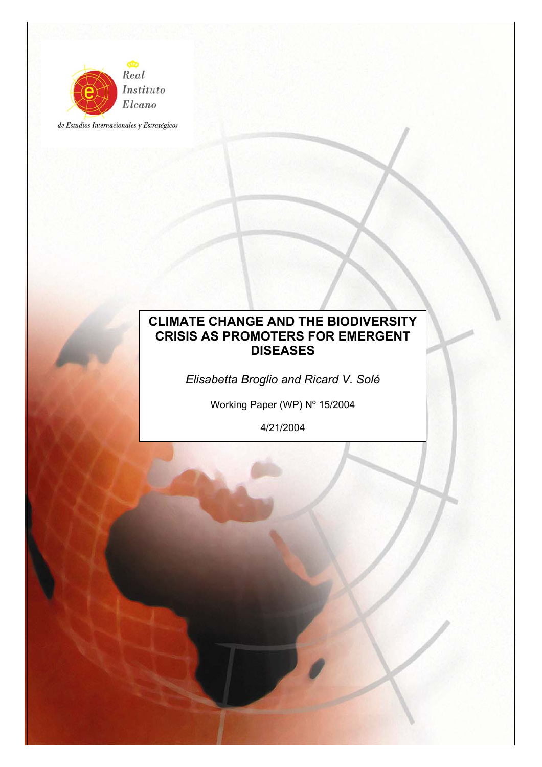Real Instituto Elcano

de Estudios Internacionales y Estratégicos

# CLIMATE CHANGE AND THE BIODIVERSITY CRISIS AS PROMOTERS FOR EMERGENT DISEASES

*Elisabetta Broglio and Ricard V. Solé*

Working Paper (WP) Nº 15/2004

4/21/2004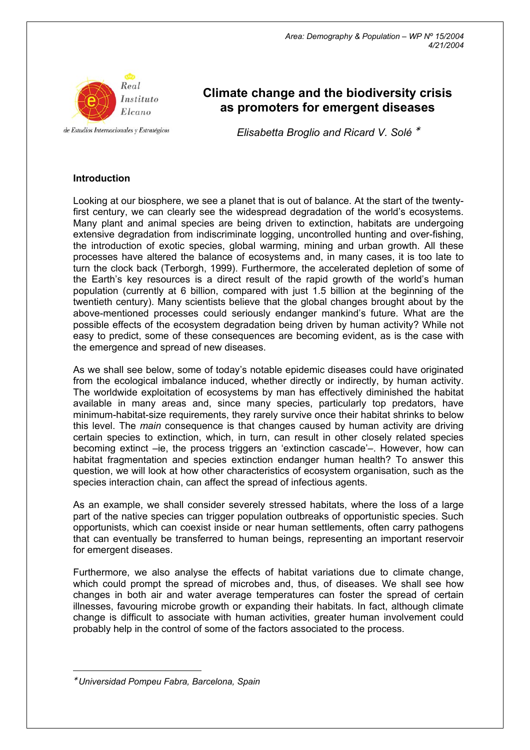Area: Demography & Population – WP Nº 15/2004
4/21/2004

# Climate change and the biodiversity crisis as promoters for emergent diseases

*Elisabetta Broglio and Ricard V. Solé* *

## Introduction

Looking at our biosphere, we see a planet that is out of balance. At the start of the twenty-first century, we can clearly see the widespread degradation of the world's ecosystems. Many plant and animal species are being driven to extinction, habitats are undergoing extensive degradation from indiscriminate logging, uncontrolled hunting and over-fishing, the introduction of exotic species, global warming, mining and urban growth. All these processes have altered the balance of ecosystems and, in many cases, it is too late to turn the clock back (Terborgh, 1999). Furthermore, the accelerated depletion of some of the Earth's key resources is a direct result of the rapid growth of the world's human population (currently at 6 billion, compared with just 1.5 billion at the beginning of the twentieth century). Many scientists believe that the global changes brought about by the above-mentioned processes could seriously endanger mankind's future. What are the possible effects of the ecosystem degradation being driven by human activity? While not easy to predict, some of these consequences are becoming evident, as is the case with the emergence and spread of new diseases.

As we shall see below, some of today's notable epidemic diseases could have originated from the ecological imbalance induced, whether directly or indirectly, by human activity. The worldwide exploitation of ecosystems by man has effectively diminished the habitat available in many areas and, since many species, particularly top predators, have minimum-habitat-size requirements, they rarely survive once their habitat shrinks to below this level. The *main* consequence is that changes caused by human activity are driving certain species to extinction, which, in turn, can result in other closely related species becoming extinct –ie, the process triggers an 'extinction cascade'–. However, how can habitat fragmentation and species extinction endanger human health? To answer this question, we will look at how other characteristics of ecosystem organisation, such as the species interaction chain, can affect the spread of infectious agents.

As an example, we shall consider severely stressed habitats, where the loss of a large part of the native species can trigger population outbreaks of opportunistic species. Such opportunists, which can coexist inside or near human settlements, often carry pathogens that can eventually be transferred to human beings, representing an important reservoir for emergent diseases.

Furthermore, we also analyse the effects of habitat variations due to climate change, which could prompt the spread of microbes and, thus, of diseases. We shall see how changes in both air and water average temperatures can foster the spread of certain illnesses, favouring microbe growth or expanding their habitats. In fact, although climate change is difficult to associate with human activities, greater human involvement could probably help in the control of some of the factors associated to the process.

---

\* *Universidad Pompeu Fabra, Barcelona, Spain*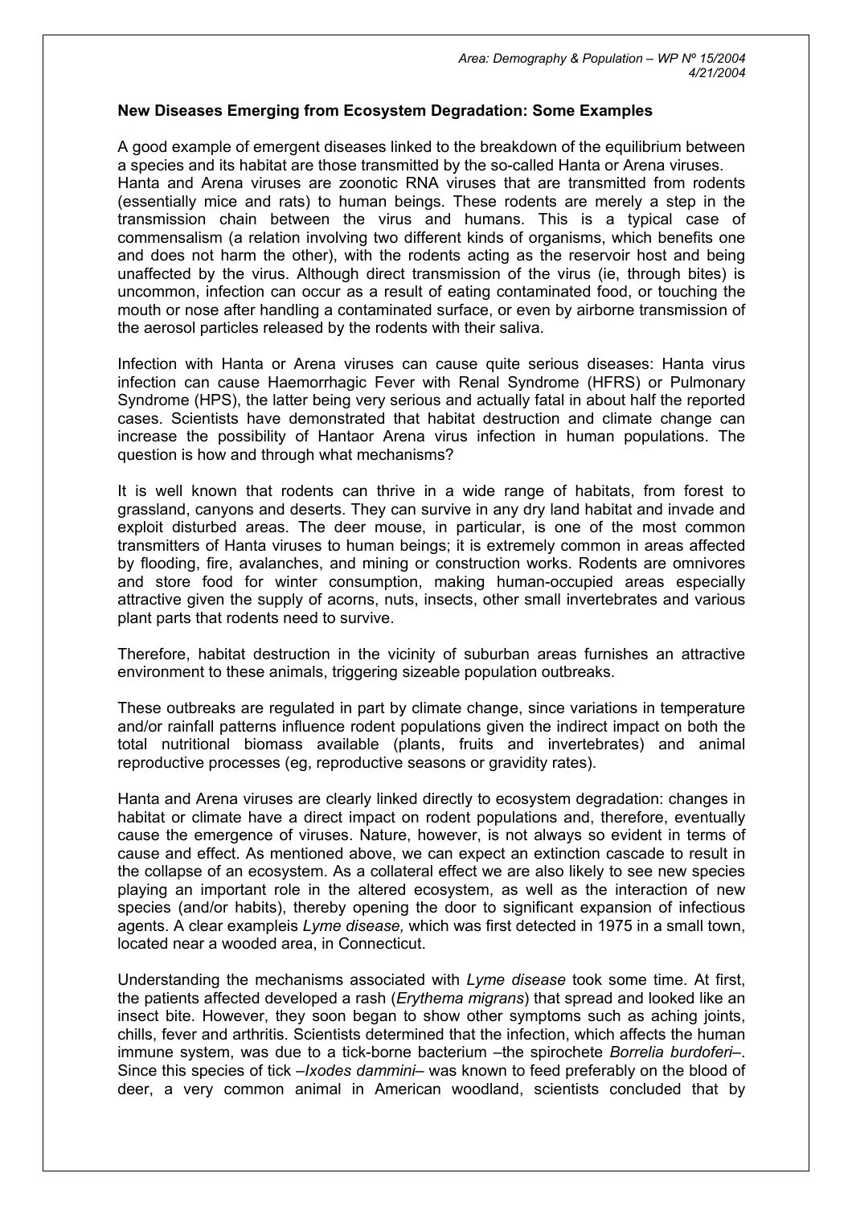**New Diseases Emerging from Ecosystem Degradation: Some Examples**

A good example of emergent diseases linked to the breakdown of the equilibrium between a species and its habitat are those transmitted by the so-called Hanta or Arena viruses. Hanta and Arena viruses are zoonotic RNA viruses that are transmitted from rodents (essentially mice and rats) to human beings. These rodents are merely a step in the transmission chain between the virus and humans. This is a typical case of commensalism (a relation involving two different kinds of organisms, which benefits one and does not harm the other), with the rodents acting as the reservoir host and being unaffected by the virus. Although direct transmission of the virus (ie, through bites) is uncommon, infection can occur as a result of eating contaminated food, or touching the mouth or nose after handling a contaminated surface, or even by airborne transmission of the aerosol particles released by the rodents with their saliva.

Infection with Hanta or Arena viruses can cause quite serious diseases: Hanta virus infection can cause Haemorrhagic Fever with Renal Syndrome (HFRS) or Pulmonary Syndrome (HPS), the latter being very serious and actually fatal in about half the reported cases. Scientists have demonstrated that habitat destruction and climate change can increase the possibility of Hantaor Arena virus infection in human populations. The question is how and through what mechanisms?

It is well known that rodents can thrive in a wide range of habitats, from forest to grassland, canyons and deserts. They can survive in any dry land habitat and invade and exploit disturbed areas. The deer mouse, in particular, is one of the most common transmitters of Hanta viruses to human beings; it is extremely common in areas affected by flooding, fire, avalanches, and mining or construction works. Rodents are omnivores and store food for winter consumption, making human-occupied areas especially attractive given the supply of acorns, nuts, insects, other small invertebrates and various plant parts that rodents need to survive.

Therefore, habitat destruction in the vicinity of suburban areas furnishes an attractive environment to these animals, triggering sizeable population outbreaks.

These outbreaks are regulated in part by climate change, since variations in temperature and/or rainfall patterns influence rodent populations given the indirect impact on both the total nutritional biomass available (plants, fruits and invertebrates) and animal reproductive processes (eg, reproductive seasons or gravidity rates).

Hanta and Arena viruses are clearly linked directly to ecosystem degradation: changes in habitat or climate have a direct impact on rodent populations and, therefore, eventually cause the emergence of viruses. Nature, however, is not always so evident in terms of cause and effect. As mentioned above, we can expect an extinction cascade to result in the collapse of an ecosystem. As a collateral effect we are also likely to see new species playing an important role in the altered ecosystem, as well as the interaction of new species (and/or habits), thereby opening the door to significant expansion of infectious agents. A clear exampleis *Lyme disease,* which was first detected in 1975 in a small town, located near a wooded area, in Connecticut.

Understanding the mechanisms associated with *Lyme disease* took some time. At first, the patients affected developed a rash (*Erythema migrans*) that spread and looked like an insect bite. However, they soon began to show other symptoms such as aching joints, chills, fever and arthritis. Scientists determined that the infection, which affects the human immune system, was due to a tick-borne bacterium –the spirochete *Borrelia burdoferi*–. Since this species of tick –*Ixodes dammini*– was known to feed preferably on the blood of deer, a very common animal in American woodland, scientists concluded that by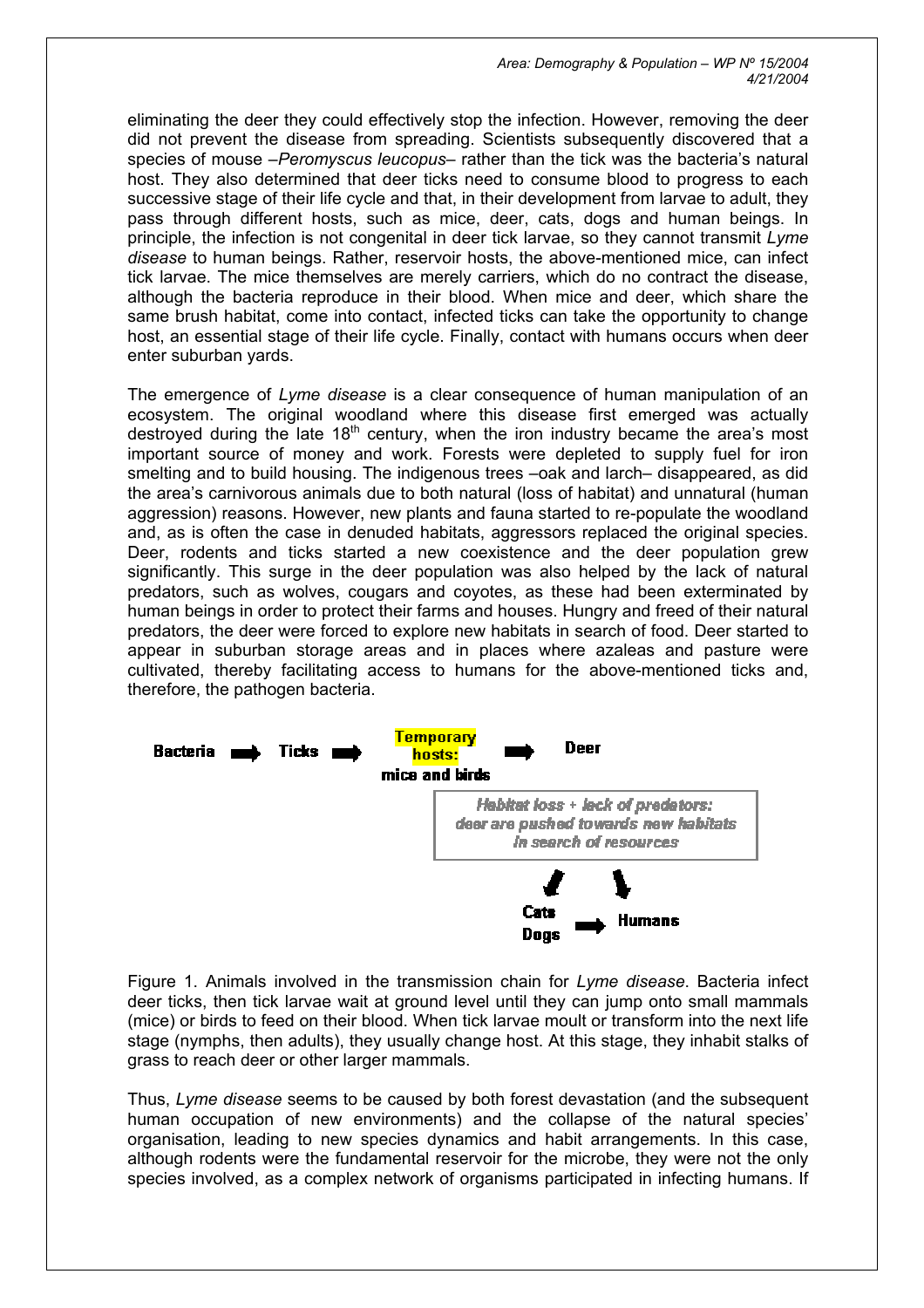eliminating the deer they could effectively stop the infection. However, removing the deer did not prevent the disease from spreading. Scientists subsequently discovered that a species of mouse –*Peromyscus leucopus*– rather than the tick was the bacteria's natural host. They also determined that deer ticks need to consume blood to progress to each successive stage of their life cycle and that, in their development from larvae to adult, they pass through different hosts, such as mice, deer, cats, dogs and human beings. In principle, the infection is not congenital in deer tick larvae, so they cannot transmit *Lyme disease* to human beings. Rather, reservoir hosts, the above-mentioned mice, can infect tick larvae. The mice themselves are merely carriers, which do no contract the disease, although the bacteria reproduce in their blood. When mice and deer, which share the same brush habitat, come into contact, infected ticks can take the opportunity to change host, an essential stage of their life cycle. Finally, contact with humans occurs when deer enter suburban yards.

The emergence of *Lyme disease* is a clear consequence of human manipulation of an ecosystem. The original woodland where this disease first emerged was actually destroyed during the late 18th century, when the iron industry became the area's most important source of money and work. Forests were depleted to supply fuel for iron smelting and to build housing. The indigenous trees –oak and larch– disappeared, as did the area's carnivorous animals due to both natural (loss of habitat) and unnatural (human aggression) reasons. However, new plants and fauna started to re-populate the woodland and, as is often the case in denuded habitats, aggressors replaced the original species. Deer, rodents and ticks started a new coexistence and the deer population grew significantly. This surge in the deer population was also helped by the lack of natural predators, such as wolves, cougars and coyotes, as these had been exterminated by human beings in order to protect their farms and houses. Hungry and freed of their natural predators, the deer were forced to explore new habitats in search of food. Deer started to appear in suburban storage areas and in places where azaleas and pasture were cultivated, thereby facilitating access to humans for the above-mentioned ticks and, therefore, the pathogen bacteria.

**Bacteria** → **Ticks** → **Temporary hosts: mice and birds** → **Deer**

*Habitat loss + lack of predators: deer are pushed towards new habitats in search of resources*

→ **Cats, Dogs** → **Humans**

Figure 1. Animals involved in the transmission chain for *Lyme disease*. Bacteria infect deer ticks, then tick larvae wait at ground level until they can jump onto small mammals (mice) or birds to feed on their blood. When tick larvae moult or transform into the next life stage (nymphs, then adults), they usually change host. At this stage, they inhabit stalks of grass to reach deer or other larger mammals.

Thus, *Lyme disease* seems to be caused by both forest devastation (and the subsequent human occupation of new environments) and the collapse of the natural species' organisation, leading to new species dynamics and habit arrangements. In this case, although rodents were the fundamental reservoir for the microbe, they were not the only species involved, as a complex network of organisms participated in infecting humans. If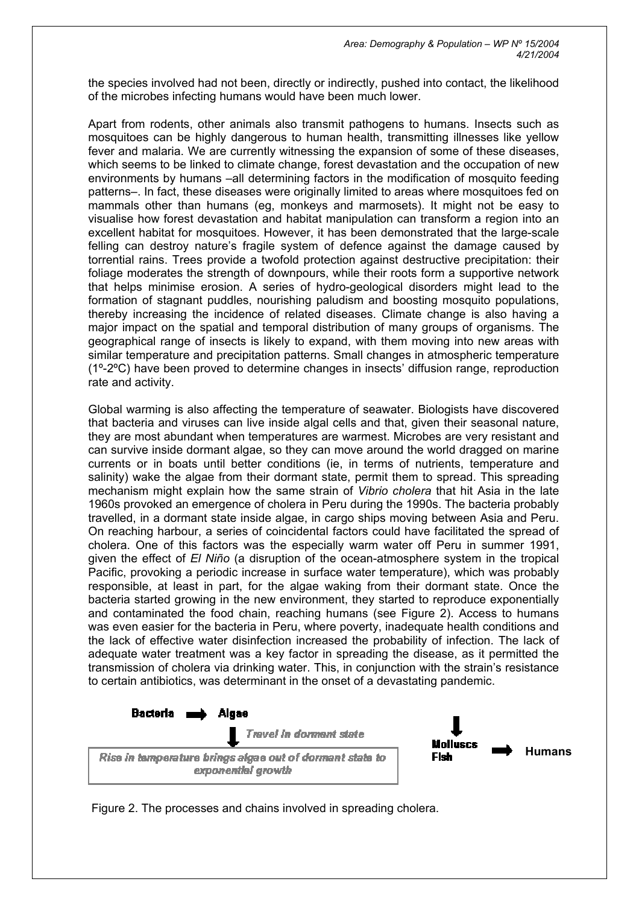the species involved had not been, directly or indirectly, pushed into contact, the likelihood of the microbes infecting humans would have been much lower.

Apart from rodents, other animals also transmit pathogens to humans. Insects such as mosquitoes can be highly dangerous to human health, transmitting illnesses like yellow fever and malaria. We are currently witnessing the expansion of some of these diseases, which seems to be linked to climate change, forest devastation and the occupation of new environments by humans –all determining factors in the modification of mosquito feeding patterns–. In fact, these diseases were originally limited to areas where mosquitoes fed on mammals other than humans (eg, monkeys and marmosets). It might not be easy to visualise how forest devastation and habitat manipulation can transform a region into an excellent habitat for mosquitoes. However, it has been demonstrated that the large-scale felling can destroy nature's fragile system of defence against the damage caused by torrential rains. Trees provide a twofold protection against destructive precipitation: their foliage moderates the strength of downpours, while their roots form a supportive network that helps minimise erosion. A series of hydro-geological disorders might lead to the formation of stagnant puddles, nourishing paludism and boosting mosquito populations, thereby increasing the incidence of related diseases. Climate change is also having a major impact on the spatial and temporal distribution of many groups of organisms. The geographical range of insects is likely to expand, with them moving into new areas with similar temperature and precipitation patterns. Small changes in atmospheric temperature (1º-2ºC) have been proved to determine changes in insects' diffusion range, reproduction rate and activity.

Global warming is also affecting the temperature of seawater. Biologists have discovered that bacteria and viruses can live inside algal cells and that, given their seasonal nature, they are most abundant when temperatures are warmest. Microbes are very resistant and can survive inside dormant algae, so they can move around the world dragged on marine currents or in boats until better conditions (ie, in terms of nutrients, temperature and salinity) wake the algae from their dormant state, permit them to spread. This spreading mechanism might explain how the same strain of *Vibrio cholera* that hit Asia in the late 1960s provoked an emergence of cholera in Peru during the 1990s. The bacteria probably travelled, in a dormant state inside algae, in cargo ships moving between Asia and Peru. On reaching harbour, a series of coincidental factors could have facilitated the spread of cholera. One of this factors was the especially warm water off Peru in summer 1991, given the effect of *El Niño* (a disruption of the ocean-atmosphere system in the tropical Pacific, provoking a periodic increase in surface water temperature), which was probably responsible, at least in part, for the algae waking from their dormant state. Once the bacteria started growing in the new environment, they started to reproduce exponentially and contaminated the food chain, reaching humans (see Figure 2). Access to humans was even easier for the bacteria in Peru, where poverty, inadequate health conditions and the lack of effective water disinfection increased the probability of infection. The lack of adequate water treatment was a key factor in spreading the disease, as it permitted the transmission of cholera via drinking water. This, in conjunction with the strain's resistance to certain antibiotics, was determinant in the onset of a devastating pandemic.

**Bacteria** → **Algae**

↓ *Travel in dormant state*

*Rise in temperature brings algae out of dormant state to exponential growth*

↓

**Molluscs**
**Fish** → **Humans**

Figure 2. The processes and chains involved in spreading cholera.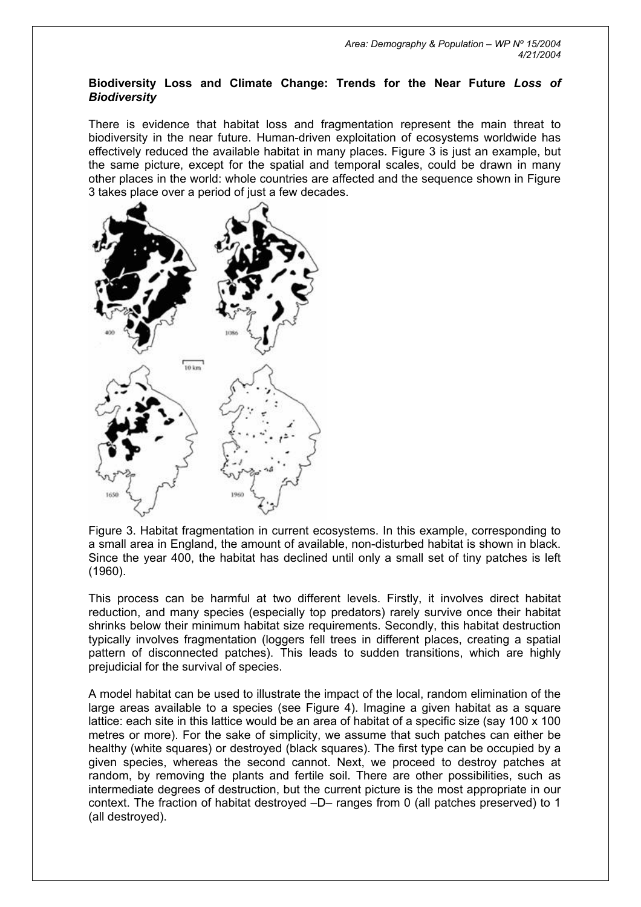**Biodiversity Loss and Climate Change: Trends for the Near Future** ***Loss of Biodiversity***

There is evidence that habitat loss and fragmentation represent the main threat to biodiversity in the near future. Human-driven exploitation of ecosystems worldwide has effectively reduced the available habitat in many places. Figure 3 is just an example, but the same picture, except for the spatial and temporal scales, could be drawn in many other places in the world: whole countries are affected and the sequence shown in Figure 3 takes place over a period of just a few decades.

Figure 3. Habitat fragmentation in current ecosystems. In this example, corresponding to a small area in England, the amount of available, non-disturbed habitat is shown in black. Since the year 400, the habitat has declined until only a small set of tiny patches is left (1960).

This process can be harmful at two different levels. Firstly, it involves direct habitat reduction, and many species (especially top predators) rarely survive once their habitat shrinks below their minimum habitat size requirements. Secondly, this habitat destruction typically involves fragmentation (loggers fell trees in different places, creating a spatial pattern of disconnected patches). This leads to sudden transitions, which are highly prejudicial for the survival of species.

A model habitat can be used to illustrate the impact of the local, random elimination of the large areas available to a species (see Figure 4). Imagine a given habitat as a square lattice: each site in this lattice would be an area of habitat of a specific size (say 100 x 100 metres or more). For the sake of simplicity, we assume that such patches can either be healthy (white squares) or destroyed (black squares). The first type can be occupied by a given species, whereas the second cannot. Next, we proceed to destroy patches at random, by removing the plants and fertile soil. There are other possibilities, such as intermediate degrees of destruction, but the current picture is the most appropriate in our context. The fraction of habitat destroyed –D– ranges from 0 (all patches preserved) to 1 (all destroyed).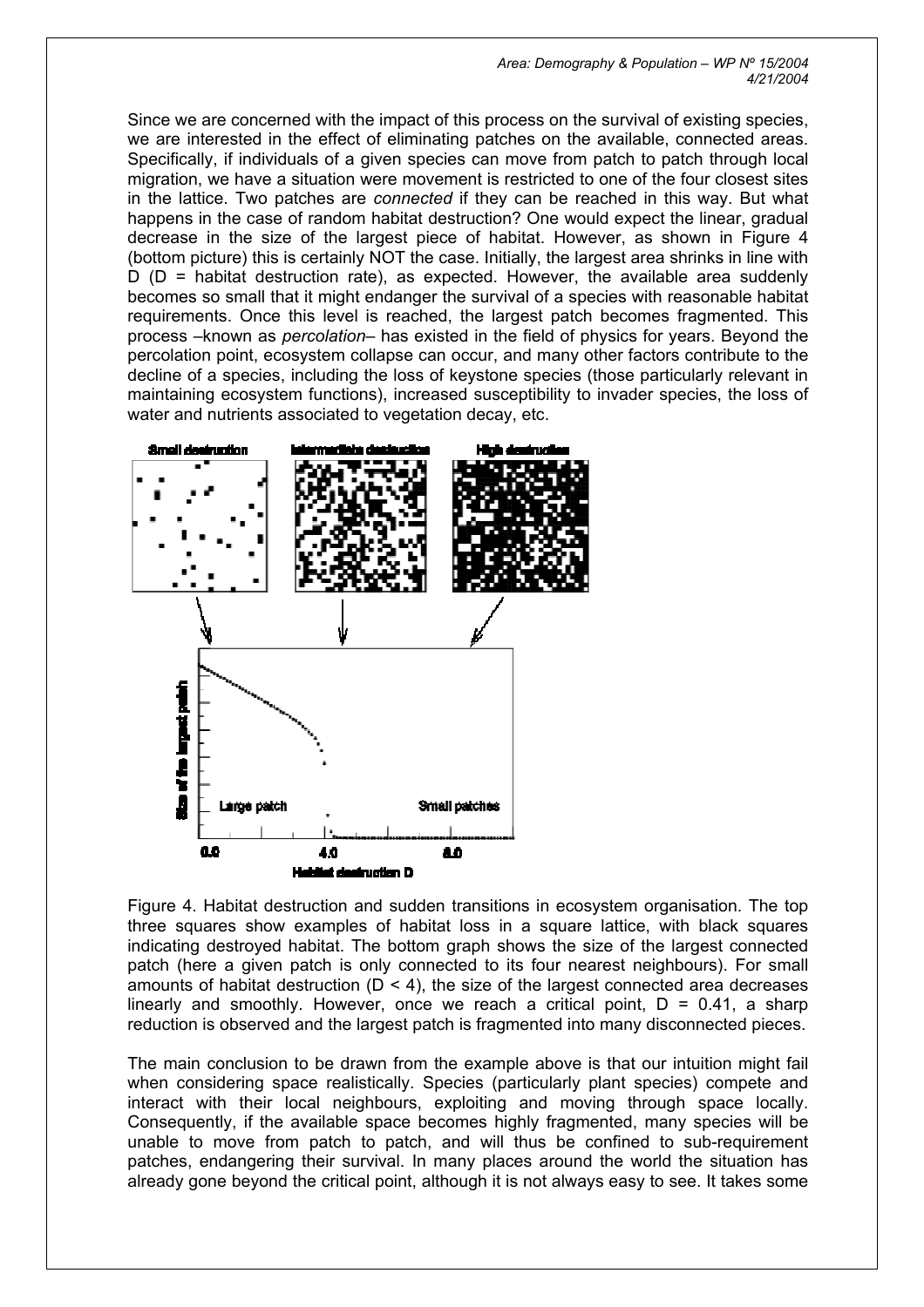Since we are concerned with the impact of this process on the survival of existing species, we are interested in the effect of eliminating patches on the available, connected areas. Specifically, if individuals of a given species can move from patch to patch through local migration, we have a situation were movement is restricted to one of the four closest sites in the lattice. Two patches are *connected* if they can be reached in this way. But what happens in the case of random habitat destruction? One would expect the linear, gradual decrease in the size of the largest piece of habitat. However, as shown in Figure 4 (bottom picture) this is certainly NOT the case. Initially, the largest area shrinks in line with D (D = habitat destruction rate), as expected. However, the available area suddenly becomes so small that it might endanger the survival of a species with reasonable habitat requirements. Once this level is reached, the largest patch becomes fragmented. This process –known as *percolation*– has existed in the field of physics for years. Beyond the percolation point, ecosystem collapse can occur, and many other factors contribute to the decline of a species, including the loss of keystone species (those particularly relevant in maintaining ecosystem functions), increased susceptibility to invader species, the loss of water and nutrients associated to vegetation decay, etc.

Figure 4. Habitat destruction and sudden transitions in ecosystem organisation. The top three squares show examples of habitat loss in a square lattice, with black squares indicating destroyed habitat. The bottom graph shows the size of the largest connected patch (here a given patch is only connected to its four nearest neighbours). For small amounts of habitat destruction ($D < 4$), the size of the largest connected area decreases linearly and smoothly. However, once we reach a critical point, $D = 0.41$, a sharp reduction is observed and the largest patch is fragmented into many disconnected pieces.

The main conclusion to be drawn from the example above is that our intuition might fail when considering space realistically. Species (particularly plant species) compete and interact with their local neighbours, exploiting and moving through space locally. Consequently, if the available space becomes highly fragmented, many species will be unable to move from patch to patch, and will thus be confined to sub-requirement patches, endangering their survival. In many places around the world the situation has already gone beyond the critical point, although it is not always easy to see. It takes some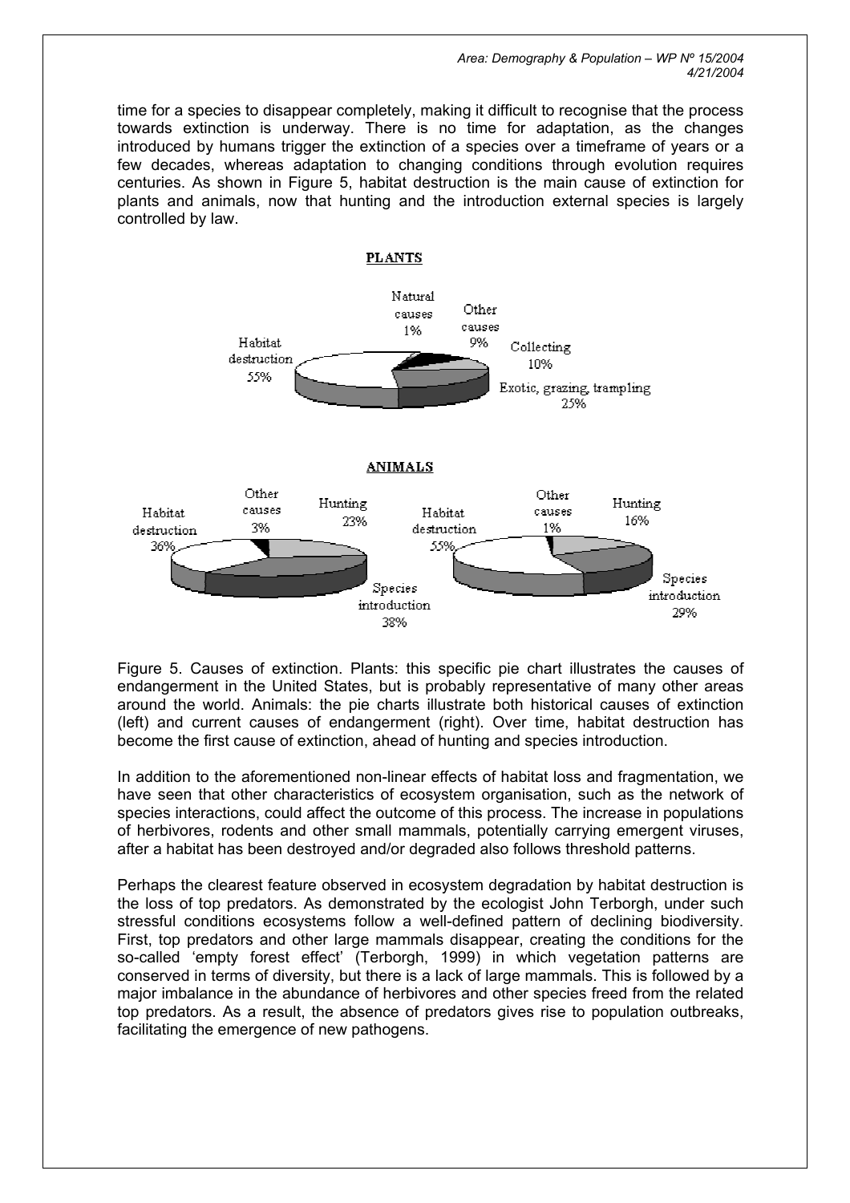time for a species to disappear completely, making it difficult to recognise that the process towards extinction is underway. There is no time for adaptation, as the changes introduced by humans trigger the extinction of a species over a timeframe of years or a few decades, whereas adaptation to changing conditions through evolution requires centuries. As shown in Figure 5, habitat destruction is the main cause of extinction for plants and animals, now that hunting and the introduction external species is largely controlled by law.

**PLANTS**

Natural causes 1%; Other causes 9%; Collecting 10%; Exotic, grazing, trampling 25%; Habitat destruction 55%

**ANIMALS**

Habitat destruction 36%; Other causes 3%; Hunting 23%; Species introduction 38%

Habitat destruction 55%; Other causes 1%; Hunting 16%; Species introduction 29%

Figure 5. Causes of extinction. Plants: this specific pie chart illustrates the causes of endangerment in the United States, but is probably representative of many other areas around the world. Animals: the pie charts illustrate both historical causes of extinction (left) and current causes of endangerment (right). Over time, habitat destruction has become the first cause of extinction, ahead of hunting and species introduction.

In addition to the aforementioned non-linear effects of habitat loss and fragmentation, we have seen that other characteristics of ecosystem organisation, such as the network of species interactions, could affect the outcome of this process. The increase in populations of herbivores, rodents and other small mammals, potentially carrying emergent viruses, after a habitat has been destroyed and/or degraded also follows threshold patterns.

Perhaps the clearest feature observed in ecosystem degradation by habitat destruction is the loss of top predators. As demonstrated by the ecologist John Terborgh, under such stressful conditions ecosystems follow a well-defined pattern of declining biodiversity. First, top predators and other large mammals disappear, creating the conditions for the so-called 'empty forest effect' (Terborgh, 1999) in which vegetation patterns are conserved in terms of diversity, but there is a lack of large mammals. This is followed by a major imbalance in the abundance of herbivores and other species freed from the related top predators. As a result, the absence of predators gives rise to population outbreaks, facilitating the emergence of new pathogens.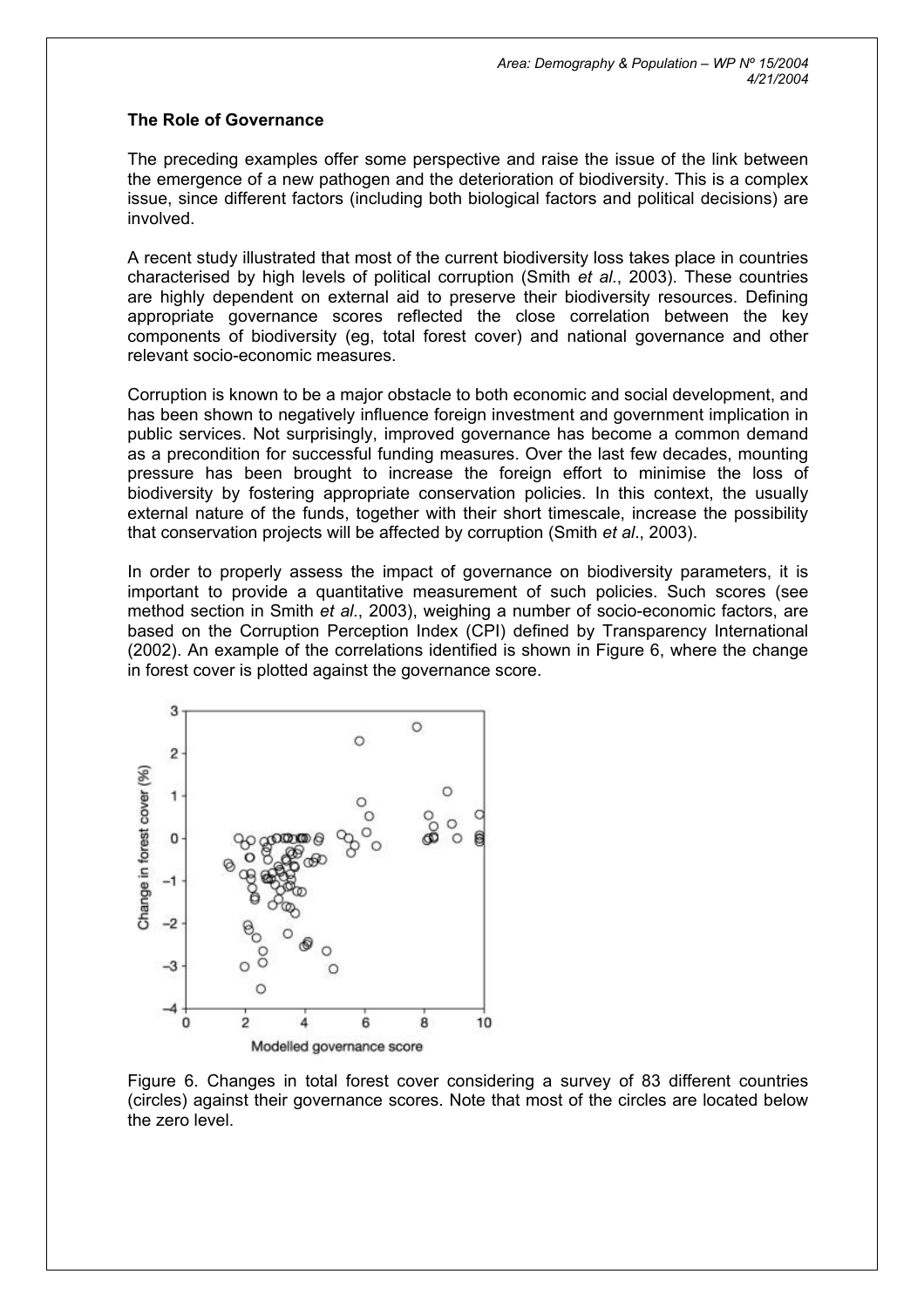## The Role of Governance

The preceding examples offer some perspective and raise the issue of the link between the emergence of a new pathogen and the deterioration of biodiversity. This is a complex issue, since different factors (including both biological factors and political decisions) are involved.

A recent study illustrated that most of the current biodiversity loss takes place in countries characterised by high levels of political corruption (Smith *et al.*, 2003). These countries are highly dependent on external aid to preserve their biodiversity resources. Defining appropriate governance scores reflected the close correlation between the key components of biodiversity (eg, total forest cover) and national governance and other relevant socio-economic measures.

Corruption is known to be a major obstacle to both economic and social development, and has been shown to negatively influence foreign investment and government implication in public services. Not surprisingly, improved governance has become a common demand as a precondition for successful funding measures. Over the last few decades, mounting pressure has been brought to increase the foreign effort to minimise the loss of biodiversity by fostering appropriate conservation policies. In this context, the usually external nature of the funds, together with their short timescale, increase the possibility that conservation projects will be affected by corruption (Smith *et al*., 2003).

In order to properly assess the impact of governance on biodiversity parameters, it is important to provide a quantitative measurement of such policies. Such scores (see method section in Smith *et al.*, 2003), weighing a number of socio-economic factors, are based on the Corruption Perception Index (CPI) defined by Transparency International (2002). An example of the correlations identified is shown in Figure 6, where the change in forest cover is plotted against the governance score.

Figure 6. Changes in total forest cover considering a survey of 83 different countries (circles) against their governance scores. Note that most of the circles are located below the zero level.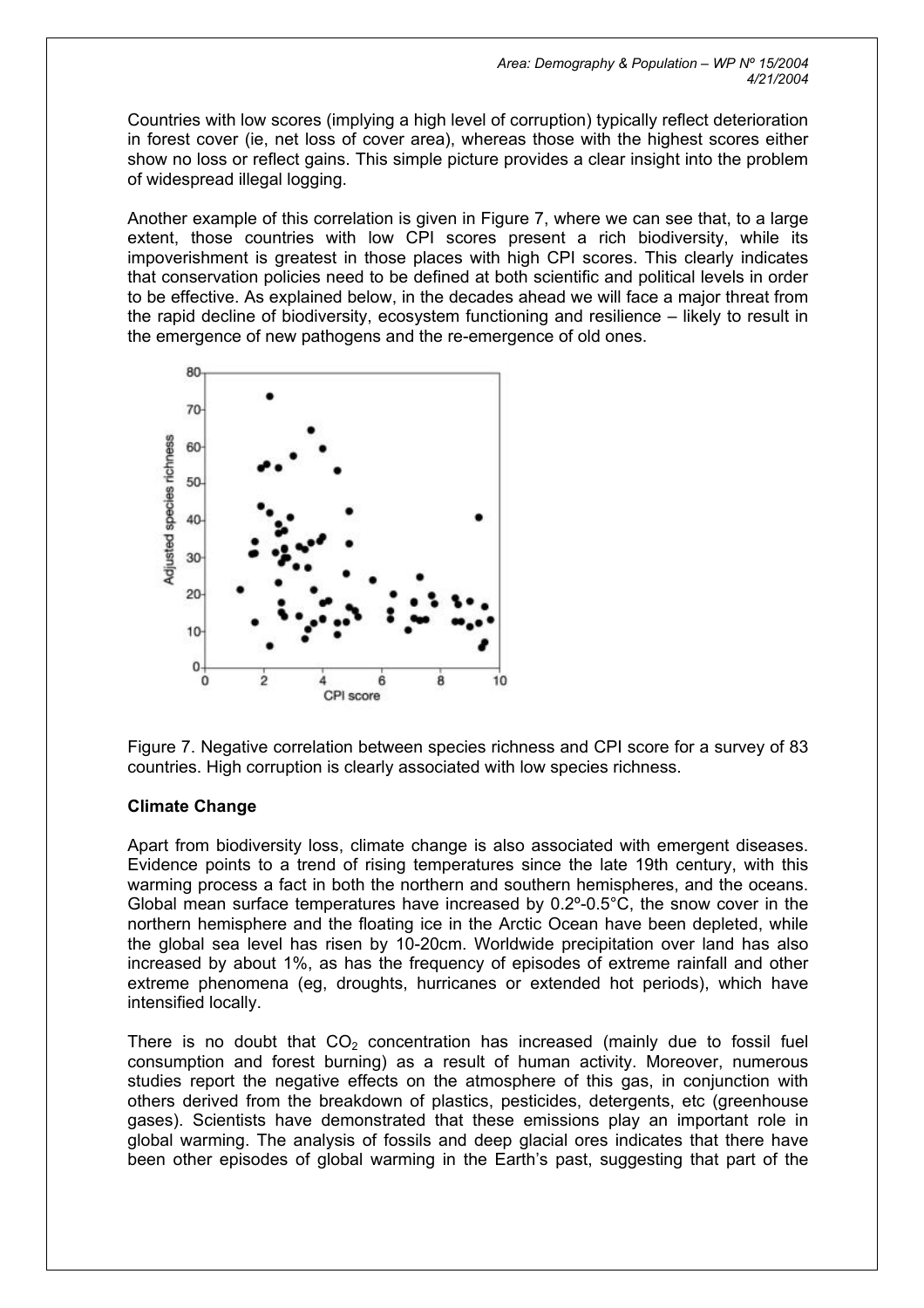Countries with low scores (implying a high level of corruption) typically reflect deterioration in forest cover (ie, net loss of cover area), whereas those with the highest scores either show no loss or reflect gains. This simple picture provides a clear insight into the problem of widespread illegal logging.

Another example of this correlation is given in Figure 7, where we can see that, to a large extent, those countries with low CPI scores present a rich biodiversity, while its impoverishment is greatest in those places with high CPI scores. This clearly indicates that conservation policies need to be defined at both scientific and political levels in order to be effective. As explained below, in the decades ahead we will face a major threat from the rapid decline of biodiversity, ecosystem functioning and resilience – likely to result in the emergence of new pathogens and the re-emergence of old ones.

Figure 7. Negative correlation between species richness and CPI score for a survey of 83 countries. High corruption is clearly associated with low species richness.

### Climate Change

Apart from biodiversity loss, climate change is also associated with emergent diseases. Evidence points to a trend of rising temperatures since the late 19th century, with this warming process a fact in both the northern and southern hemispheres, and the oceans. Global mean surface temperatures have increased by 0.2º-0.5°C, the snow cover in the northern hemisphere and the floating ice in the Arctic Ocean have been depleted, while the global sea level has risen by 10-20cm. Worldwide precipitation over land has also increased by about 1%, as has the frequency of episodes of extreme rainfall and other extreme phenomena (eg, droughts, hurricanes or extended hot periods), which have intensified locally.

There is no doubt that $CO_2$ concentration has increased (mainly due to fossil fuel consumption and forest burning) as a result of human activity. Moreover, numerous studies report the negative effects on the atmosphere of this gas, in conjunction with others derived from the breakdown of plastics, pesticides, detergents, etc (greenhouse gases). Scientists have demonstrated that these emissions play an important role in global warming. The analysis of fossils and deep glacial ores indicates that there have been other episodes of global warming in the Earth's past, suggesting that part of the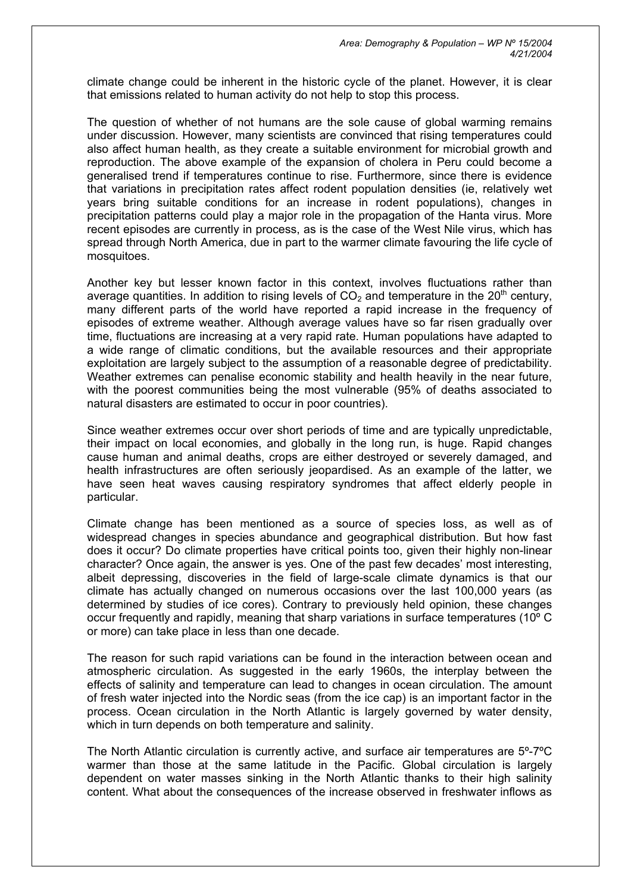climate change could be inherent in the historic cycle of the planet. However, it is clear that emissions related to human activity do not help to stop this process.

The question of whether of not humans are the sole cause of global warming remains under discussion. However, many scientists are convinced that rising temperatures could also affect human health, as they create a suitable environment for microbial growth and reproduction. The above example of the expansion of cholera in Peru could become a generalised trend if temperatures continue to rise. Furthermore, since there is evidence that variations in precipitation rates affect rodent population densities (ie, relatively wet years bring suitable conditions for an increase in rodent populations), changes in precipitation patterns could play a major role in the propagation of the Hanta virus. More recent episodes are currently in process, as is the case of the West Nile virus, which has spread through North America, due in part to the warmer climate favouring the life cycle of mosquitoes.

Another key but lesser known factor in this context, involves fluctuations rather than average quantities. In addition to rising levels of $CO_2$ and temperature in the 20th century, many different parts of the world have reported a rapid increase in the frequency of episodes of extreme weather. Although average values have so far risen gradually over time, fluctuations are increasing at a very rapid rate. Human populations have adapted to a wide range of climatic conditions, but the available resources and their appropriate exploitation are largely subject to the assumption of a reasonable degree of predictability. Weather extremes can penalise economic stability and health heavily in the near future, with the poorest communities being the most vulnerable (95% of deaths associated to natural disasters are estimated to occur in poor countries).

Since weather extremes occur over short periods of time and are typically unpredictable, their impact on local economies, and globally in the long run, is huge. Rapid changes cause human and animal deaths, crops are either destroyed or severely damaged, and health infrastructures are often seriously jeopardised. As an example of the latter, we have seen heat waves causing respiratory syndromes that affect elderly people in particular.

Climate change has been mentioned as a source of species loss, as well as of widespread changes in species abundance and geographical distribution. But how fast does it occur? Do climate properties have critical points too, given their highly non-linear character? Once again, the answer is yes. One of the past few decades' most interesting, albeit depressing, discoveries in the field of large-scale climate dynamics is that our climate has actually changed on numerous occasions over the last 100,000 years (as determined by studies of ice cores). Contrary to previously held opinion, these changes occur frequently and rapidly, meaning that sharp variations in surface temperatures (10º C or more) can take place in less than one decade.

The reason for such rapid variations can be found in the interaction between ocean and atmospheric circulation. As suggested in the early 1960s, the interplay between the effects of salinity and temperature can lead to changes in ocean circulation. The amount of fresh water injected into the Nordic seas (from the ice cap) is an important factor in the process. Ocean circulation in the North Atlantic is largely governed by water density, which in turn depends on both temperature and salinity.

The North Atlantic circulation is currently active, and surface air temperatures are 5º-7ºC warmer than those at the same latitude in the Pacific. Global circulation is largely dependent on water masses sinking in the North Atlantic thanks to their high salinity content. What about the consequences of the increase observed in freshwater inflows as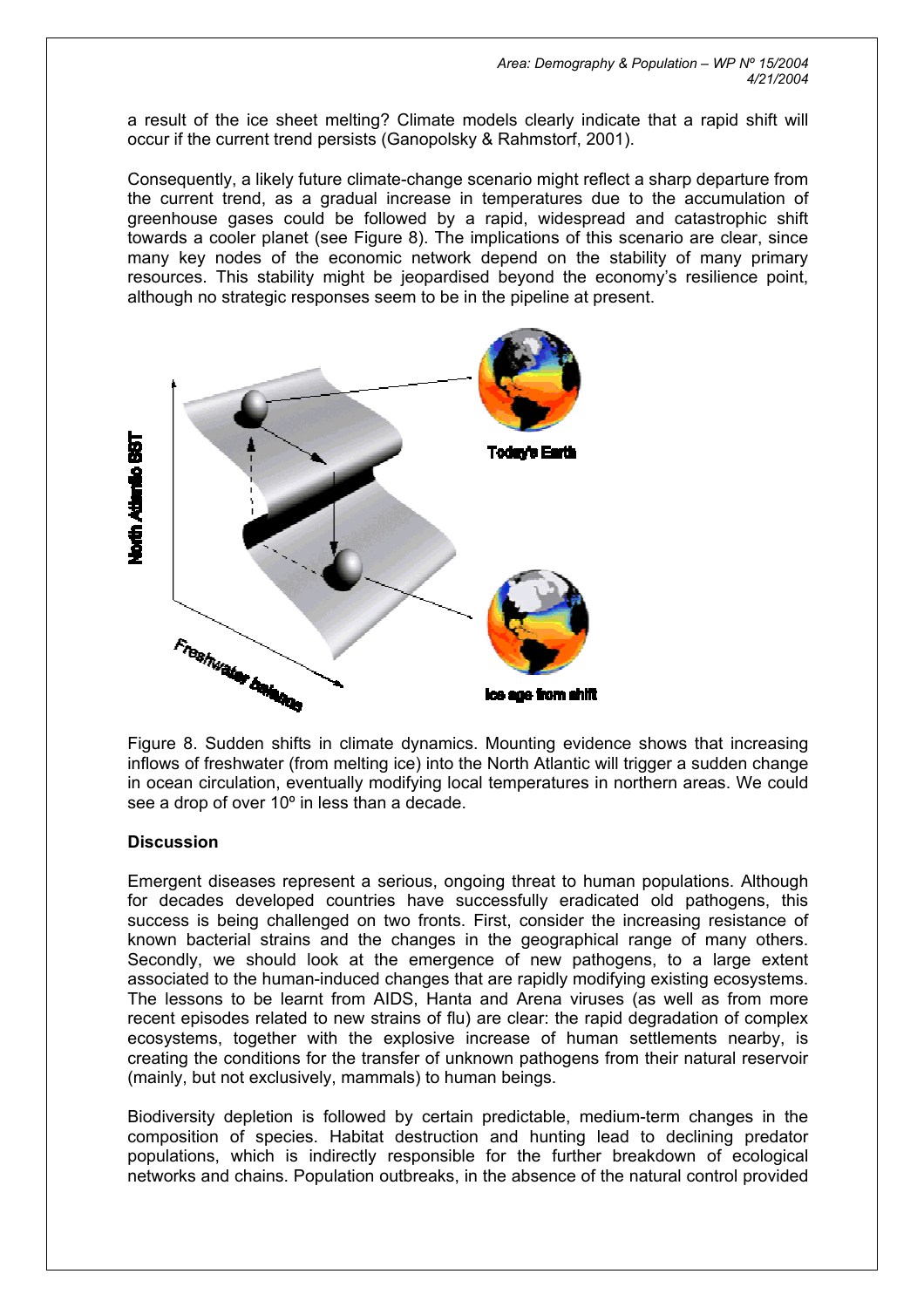a result of the ice sheet melting? Climate models clearly indicate that a rapid shift will occur if the current trend persists (Ganopolsky & Rahmstorf, 2001).

Consequently, a likely future climate-change scenario might reflect a sharp departure from the current trend, as a gradual increase in temperatures due to the accumulation of greenhouse gases could be followed by a rapid, widespread and catastrophic shift towards a cooler planet (see Figure 8). The implications of this scenario are clear, since many key nodes of the economic network depend on the stability of many primary resources. This stability might be jeopardised beyond the economy's resilience point, although no strategic responses seem to be in the pipeline at present.

Figure 8. Sudden shifts in climate dynamics. Mounting evidence shows that increasing inflows of freshwater (from melting ice) into the North Atlantic will trigger a sudden change in ocean circulation, eventually modifying local temperatures in northern areas. We could see a drop of over 10º in less than a decade.

### Discussion

Emergent diseases represent a serious, ongoing threat to human populations. Although for decades developed countries have successfully eradicated old pathogens, this success is being challenged on two fronts. First, consider the increasing resistance of known bacterial strains and the changes in the geographical range of many others. Secondly, we should look at the emergence of new pathogens, to a large extent associated to the human-induced changes that are rapidly modifying existing ecosystems. The lessons to be learnt from AIDS, Hanta and Arena viruses (as well as from more recent episodes related to new strains of flu) are clear: the rapid degradation of complex ecosystems, together with the explosive increase of human settlements nearby, is creating the conditions for the transfer of unknown pathogens from their natural reservoir (mainly, but not exclusively, mammals) to human beings.

Biodiversity depletion is followed by certain predictable, medium-term changes in the composition of species. Habitat destruction and hunting lead to declining predator populations, which is indirectly responsible for the further breakdown of ecological networks and chains. Population outbreaks, in the absence of the natural control provided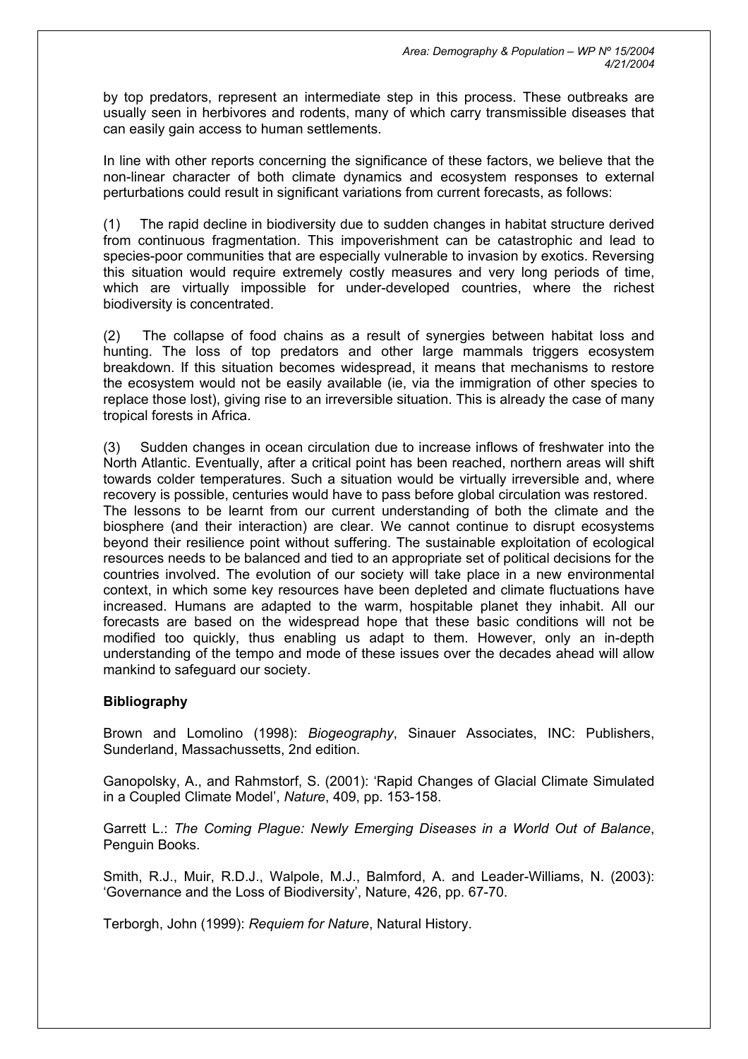by top predators, represent an intermediate step in this process. These outbreaks are usually seen in herbivores and rodents, many of which carry transmissible diseases that can easily gain access to human settlements.

In line with other reports concerning the significance of these factors, we believe that the non-linear character of both climate dynamics and ecosystem responses to external perturbations could result in significant variations from current forecasts, as follows:

(1) The rapid decline in biodiversity due to sudden changes in habitat structure derived from continuous fragmentation. This impoverishment can be catastrophic and lead to species-poor communities that are especially vulnerable to invasion by exotics. Reversing this situation would require extremely costly measures and very long periods of time, which are virtually impossible for under-developed countries, where the richest biodiversity is concentrated.

(2) The collapse of food chains as a result of synergies between habitat loss and hunting. The loss of top predators and other large mammals triggers ecosystem breakdown. If this situation becomes widespread, it means that mechanisms to restore the ecosystem would not be easily available (ie, via the immigration of other species to replace those lost), giving rise to an irreversible situation. This is already the case of many tropical forests in Africa.

(3) Sudden changes in ocean circulation due to increase inflows of freshwater into the North Atlantic. Eventually, after a critical point has been reached, northern areas will shift towards colder temperatures. Such a situation would be virtually irreversible and, where recovery is possible, centuries would have to pass before global circulation was restored.

The lessons to be learnt from our current understanding of both the climate and the biosphere (and their interaction) are clear. We cannot continue to disrupt ecosystems beyond their resilience point without suffering. The sustainable exploitation of ecological resources needs to be balanced and tied to an appropriate set of political decisions for the countries involved. The evolution of our society will take place in a new environmental context, in which some key resources have been depleted and climate fluctuations have increased. Humans are adapted to the warm, hospitable planet they inhabit. All our forecasts are based on the widespread hope that these basic conditions will not be modified too quickly, thus enabling us adapt to them. However, only an in-depth understanding of the tempo and mode of these issues over the decades ahead will allow mankind to safeguard our society.

**Bibliography**

Brown and Lomolino (1998): *Biogeography*, Sinauer Associates, INC: Publishers, Sunderland, Massachussetts, 2nd edition.

Ganopolsky, A., and Rahmstorf, S. (2001): 'Rapid Changes of Glacial Climate Simulated in a Coupled Climate Model', *Nature*, 409, pp. 153-158.

Garrett L.: *The Coming Plague: Newly Emerging Diseases in a World Out of Balance*, Penguin Books.

Smith, R.J., Muir, R.D.J., Walpole, M.J., Balmford, A. and Leader-Williams, N. (2003): 'Governance and the Loss of Biodiversity', Nature, 426, pp. 67-70.

Terborgh, John (1999): *Requiem for Nature*, Natural History.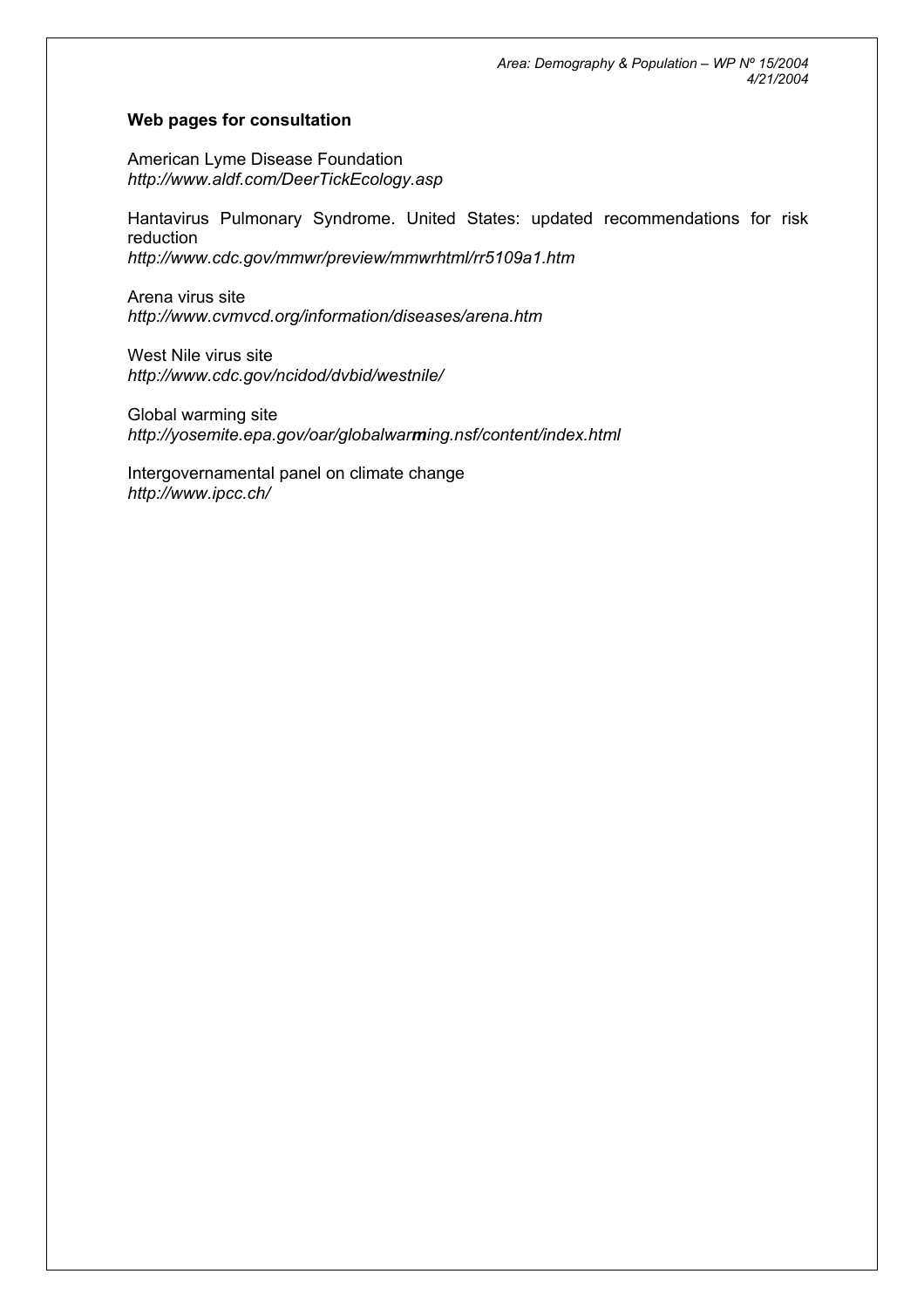**Web pages for consultation**

American Lyme Disease Foundation
*http://www.aldf.com/DeerTickEcology.asp*

Hantavirus Pulmonary Syndrome. United States: updated recommendations for risk reduction
*http://www.cdc.gov/mmwr/preview/mmwrhtml/rr5109a1.htm*

Arena virus site
*http://www.cvmvcd.org/information/diseases/arena.htm*

West Nile virus site
*http://www.cdc.gov/ncidod/dvbid/westnile/*

Global warming site
*http://yosemite.epa.gov/oar/globalwarming.nsf/content/index.html*

Intergovernamental panel on climate change
*http://www.ipcc.ch/*